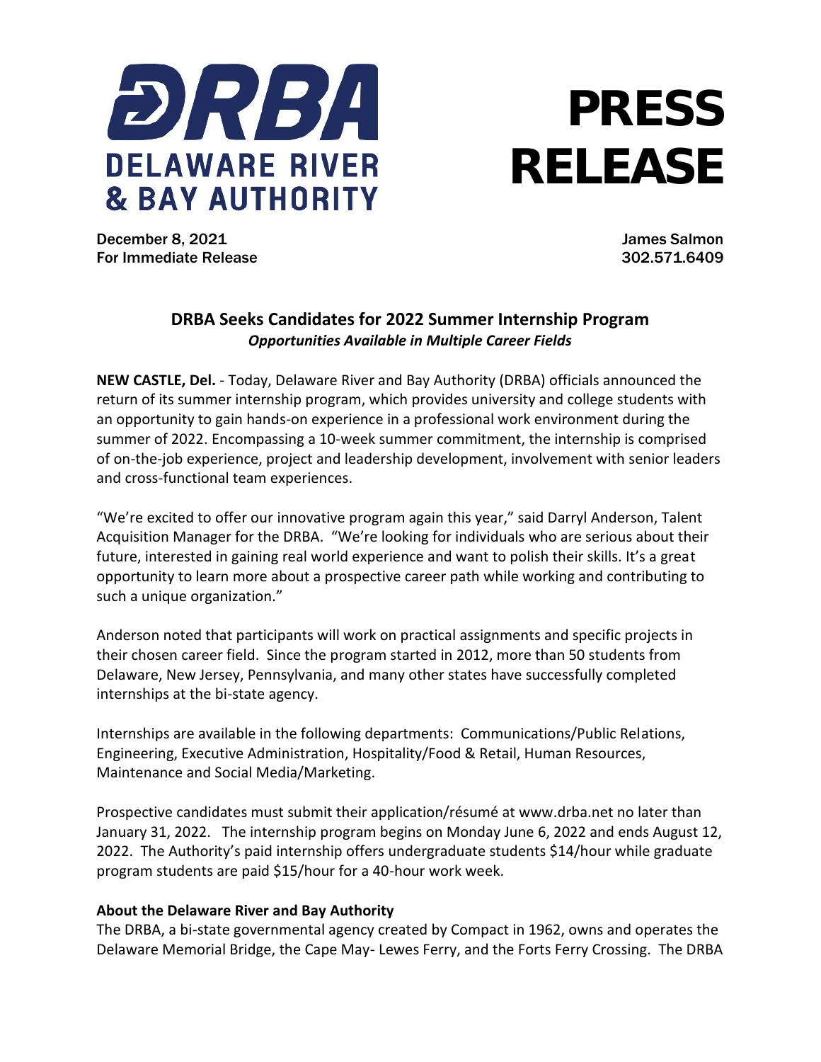DRBA
DELAWARE RIVER
& BAY AUTHORITY

# PRESS RELEASE

December 8, 2021
For Immediate Release

James Salmon
302.571.6409

## DRBA Seeks Candidates for 2022 Summer Internship Program

***Opportunities Available in Multiple Career Fields***

**NEW CASTLE, Del.** - Today, Delaware River and Bay Authority (DRBA) officials announced the return of its summer internship program, which provides university and college students with an opportunity to gain hands-on experience in a professional work environment during the summer of 2022. Encompassing a 10-week summer commitment, the internship is comprised of on-the-job experience, project and leadership development, involvement with senior leaders and cross-functional team experiences.

"We're excited to offer our innovative program again this year," said Darryl Anderson, Talent Acquisition Manager for the DRBA. "We're looking for individuals who are serious about their future, interested in gaining real world experience and want to polish their skills. It's a great opportunity to learn more about a prospective career path while working and contributing to such a unique organization."

Anderson noted that participants will work on practical assignments and specific projects in their chosen career field. Since the program started in 2012, more than 50 students from Delaware, New Jersey, Pennsylvania, and many other states have successfully completed internships at the bi-state agency.

Internships are available in the following departments: Communications/Public Relations, Engineering, Executive Administration, Hospitality/Food & Retail, Human Resources, Maintenance and Social Media/Marketing.

Prospective candidates must submit their application/résumé at www.drba.net no later than January 31, 2022. The internship program begins on Monday June 6, 2022 and ends August 12, 2022. The Authority's paid internship offers undergraduate students $14/hour while graduate program students are paid $15/hour for a 40-hour work week.

**About the Delaware River and Bay Authority**

The DRBA, a bi-state governmental agency created by Compact in 1962, owns and operates the Delaware Memorial Bridge, the Cape May- Lewes Ferry, and the Forts Ferry Crossing. The DRBA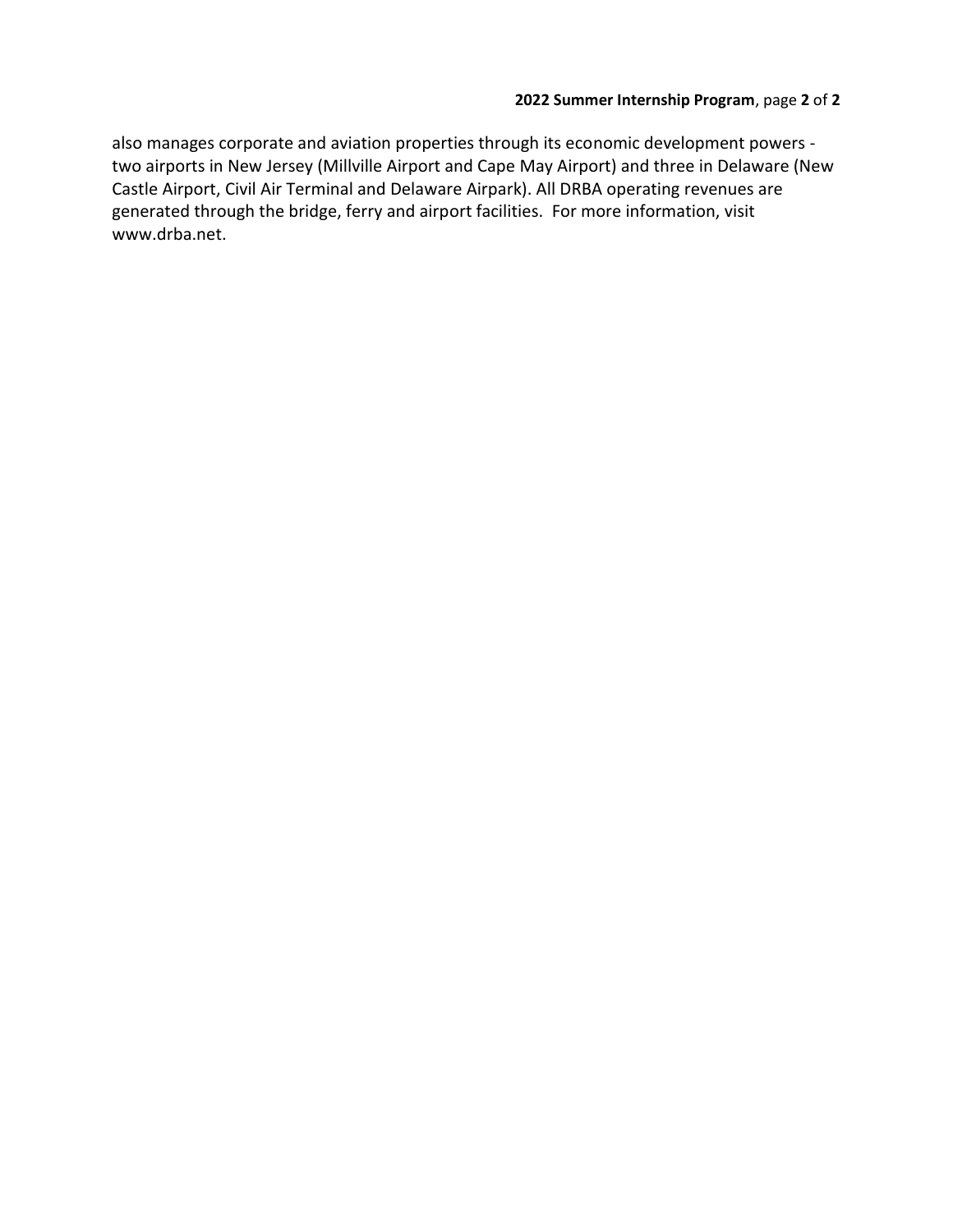also manages corporate and aviation properties through its economic development powers - two airports in New Jersey (Millville Airport and Cape May Airport) and three in Delaware (New Castle Airport, Civil Air Terminal and Delaware Airpark). All DRBA operating revenues are generated through the bridge, ferry and airport facilities. For more information, visit www.drba.net.